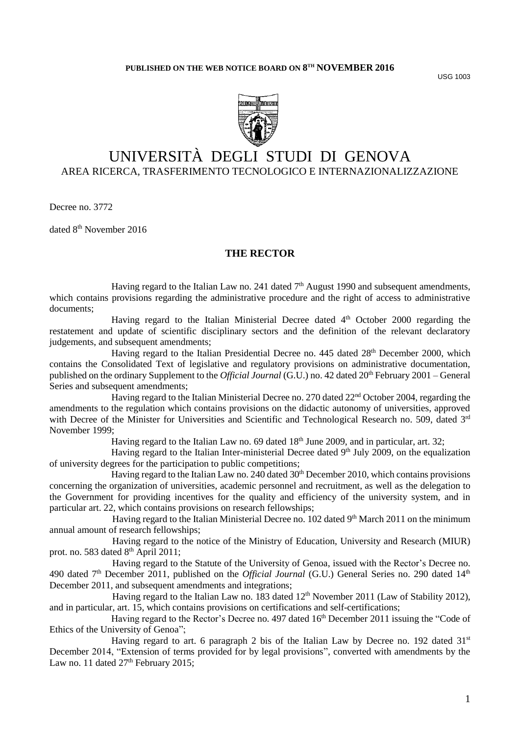**PUBLISHED ON THE WEB NOTICE BOARD ON 8TH NOVEMBER 2016**

USG 1003

# UNIVERSITÀ DEGLI STUDI DI GENOVA

AREA RICERCA, TRASFERIMENTO TECNOLOGICO E INTERNAZIONALIZZAZIONE

Decree no. 3772

dated 8th November 2016

## THE RECTOR

Having regard to the Italian Law no. 241 dated 7th August 1990 and subsequent amendments, which contains provisions regarding the administrative procedure and the right of access to administrative documents;

Having regard to the Italian Ministerial Decree dated 4th October 2000 regarding the restatement and update of scientific disciplinary sectors and the definition of the relevant declaratory judgements, and subsequent amendments;

Having regard to the Italian Presidential Decree no. 445 dated 28th December 2000, which contains the Consolidated Text of legislative and regulatory provisions on administrative documentation, published on the ordinary Supplement to the *Official Journal* (G.U.) no. 42 dated 20th February 2001 – General Series and subsequent amendments;

Having regard to the Italian Ministerial Decree no. 270 dated 22nd October 2004, regarding the amendments to the regulation which contains provisions on the didactic autonomy of universities, approved with Decree of the Minister for Universities and Scientific and Technological Research no. 509, dated 3rd November 1999;

Having regard to the Italian Law no. 69 dated 18th June 2009, and in particular, art. 32;

Having regard to the Italian Inter-ministerial Decree dated 9th July 2009, on the equalization of university degrees for the participation to public competitions;

Having regard to the Italian Law no. 240 dated 30th December 2010, which contains provisions concerning the organization of universities, academic personnel and recruitment, as well as the delegation to the Government for providing incentives for the quality and efficiency of the university system, and in particular art. 22, which contains provisions on research fellowships;

Having regard to the Italian Ministerial Decree no. 102 dated 9th March 2011 on the minimum annual amount of research fellowships;

Having regard to the notice of the Ministry of Education, University and Research (MIUR) prot. no. 583 dated 8th April 2011;

Having regard to the Statute of the University of Genoa, issued with the Rector's Decree no. 490 dated 7th December 2011, published on the *Official Journal* (G.U.) General Series no. 290 dated 14th December 2011, and subsequent amendments and integrations;

Having regard to the Italian Law no. 183 dated 12th November 2011 (Law of Stability 2012), and in particular, art. 15, which contains provisions on certifications and self-certifications;

Having regard to the Rector's Decree no. 497 dated 16th December 2011 issuing the "Code of Ethics of the University of Genoa";

Having regard to art. 6 paragraph 2 bis of the Italian Law by Decree no. 192 dated 31st December 2014, "Extension of terms provided for by legal provisions", converted with amendments by the Law no. 11 dated 27th February 2015;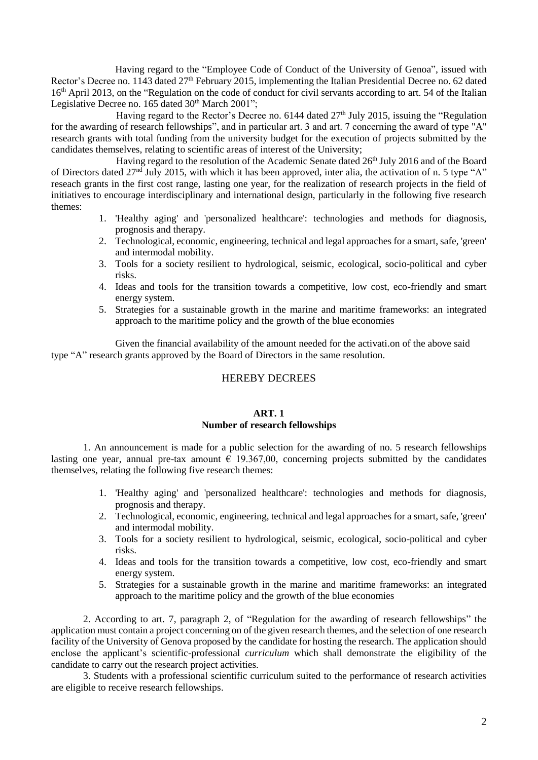Having regard to the "Employee Code of Conduct of the University of Genoa", issued with Rector's Decree no. 1143 dated 27th February 2015, implementing the Italian Presidential Decree no. 62 dated 16th April 2013, on the "Regulation on the code of conduct for civil servants according to art. 54 of the Italian Legislative Decree no. 165 dated 30th March 2001";

Having regard to the Rector's Decree no. 6144 dated 27th July 2015, issuing the "Regulation for the awarding of research fellowships", and in particular art. 3 and art. 7 concerning the award of type "A" research grants with total funding from the university budget for the execution of projects submitted by the candidates themselves, relating to scientific areas of interest of the University;

Having regard to the resolution of the Academic Senate dated 26th July 2016 and of the Board of Directors dated 27nd July 2015, with which it has been approved, inter alia, the activation of n. 5 type "A" reseach grants in the first cost range, lasting one year, for the realization of research projects in the field of initiatives to encourage interdisciplinary and international design, particularly in the following five research themes:

1. 'Healthy aging' and 'personalized healthcare': technologies and methods for diagnosis, prognosis and therapy.
2. Technological, economic, engineering, technical and legal approaches for a smart, safe, 'green' and intermodal mobility.
3. Tools for a society resilient to hydrological, seismic, ecological, socio-political and cyber risks.
4. Ideas and tools for the transition towards a competitive, low cost, eco-friendly and smart energy system.
5. Strategies for a sustainable growth in the marine and maritime frameworks: an integrated approach to the maritime policy and the growth of the blue economies

Given the financial availability of the amount needed for the activati.on of the above said type "A" research grants approved by the Board of Directors in the same resolution.

## HEREBY DECREES

### ART. 1
### Number of research fellowships

1. An announcement is made for a public selection for the awarding of no. 5 research fellowships lasting one year, annual pre-tax amount € 19.367,00, concerning projects submitted by the candidates themselves, relating the following five research themes:

1. 'Healthy aging' and 'personalized healthcare': technologies and methods for diagnosis, prognosis and therapy.
2. Technological, economic, engineering, technical and legal approaches for a smart, safe, 'green' and intermodal mobility.
3. Tools for a society resilient to hydrological, seismic, ecological, socio-political and cyber risks.
4. Ideas and tools for the transition towards a competitive, low cost, eco-friendly and smart energy system.
5. Strategies for a sustainable growth in the marine and maritime frameworks: an integrated approach to the maritime policy and the growth of the blue economies

2. According to art. 7, paragraph 2, of "Regulation for the awarding of research fellowships" the application must contain a project concerning on of the given research themes, and the selection of one research facility of the University of Genova proposed by the candidate for hosting the research. The application should enclose the applicant's scientific-professional *curriculum* which shall demonstrate the eligibility of the candidate to carry out the research project activities.

3. Students with a professional scientific curriculum suited to the performance of research activities are eligible to receive research fellowships.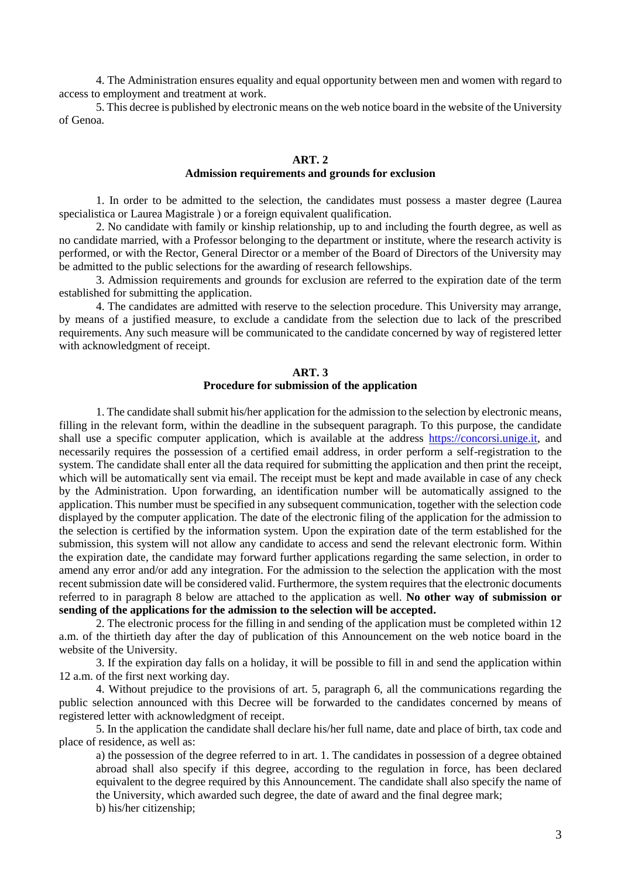4. The Administration ensures equality and equal opportunity between men and women with regard to access to employment and treatment at work.

5. This decree is published by electronic means on the web notice board in the website of the University of Genoa.

## ART. 2
### Admission requirements and grounds for exclusion

1. In order to be admitted to the selection, the candidates must possess a master degree (Laurea specialistica or Laurea Magistrale ) or a foreign equivalent qualification.

2. No candidate with family or kinship relationship, up to and including the fourth degree, as well as no candidate married, with a Professor belonging to the department or institute, where the research activity is performed, or with the Rector, General Director or a member of the Board of Directors of the University may be admitted to the public selections for the awarding of research fellowships.

3. Admission requirements and grounds for exclusion are referred to the expiration date of the term established for submitting the application.

4. The candidates are admitted with reserve to the selection procedure. This University may arrange, by means of a justified measure, to exclude a candidate from the selection due to lack of the prescribed requirements. Any such measure will be communicated to the candidate concerned by way of registered letter with acknowledgment of receipt.

## ART. 3
### Procedure for submission of the application

1. The candidate shall submit his/her application for the admission to the selection by electronic means, filling in the relevant form, within the deadline in the subsequent paragraph. To this purpose, the candidate shall use a specific computer application, which is available at the address https://concorsi.unige.it, and necessarily requires the possession of a certified email address, in order perform a self-registration to the system. The candidate shall enter all the data required for submitting the application and then print the receipt, which will be automatically sent via email. The receipt must be kept and made available in case of any check by the Administration. Upon forwarding, an identification number will be automatically assigned to the application. This number must be specified in any subsequent communication, together with the selection code displayed by the computer application. The date of the electronic filing of the application for the admission to the selection is certified by the information system. Upon the expiration date of the term established for the submission, this system will not allow any candidate to access and send the relevant electronic form. Within the expiration date, the candidate may forward further applications regarding the same selection, in order to amend any error and/or add any integration. For the admission to the selection the application with the most recent submission date will be considered valid. Furthermore, the system requires that the electronic documents referred to in paragraph 8 below are attached to the application as well. **No other way of submission or sending of the applications for the admission to the selection will be accepted.**

2. The electronic process for the filling in and sending of the application must be completed within 12 a.m. of the thirtieth day after the day of publication of this Announcement on the web notice board in the website of the University.

3. If the expiration day falls on a holiday, it will be possible to fill in and send the application within 12 a.m. of the first next working day.

4. Without prejudice to the provisions of art. 5, paragraph 6, all the communications regarding the public selection announced with this Decree will be forwarded to the candidates concerned by means of registered letter with acknowledgment of receipt.

5. In the application the candidate shall declare his/her full name, date and place of birth, tax code and place of residence, as well as:

a) the possession of the degree referred to in art. 1. The candidates in possession of a degree obtained abroad shall also specify if this degree, according to the regulation in force, has been declared equivalent to the degree required by this Announcement. The candidate shall also specify the name of the University, which awarded such degree, the date of award and the final degree mark;

b) his/her citizenship;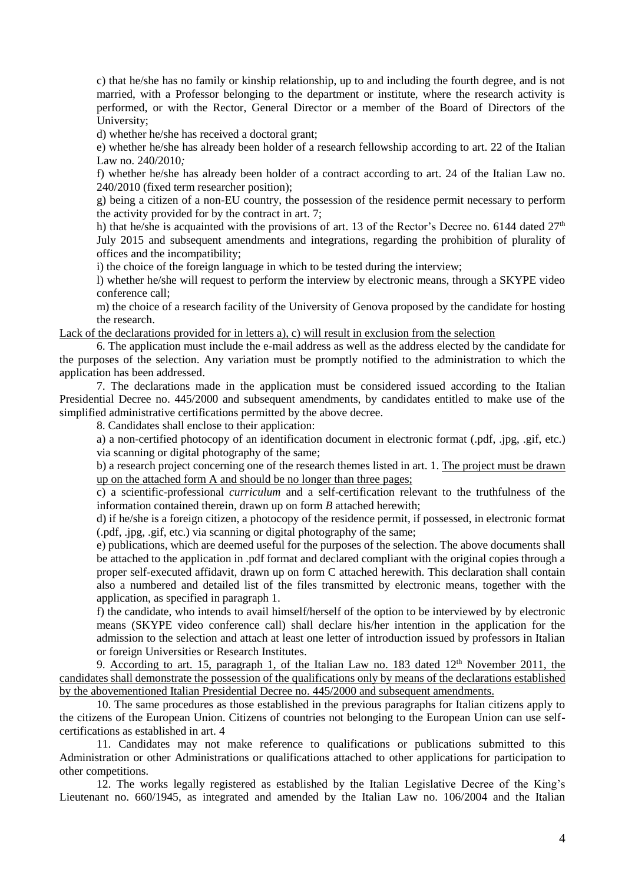c) that he/she has no family or kinship relationship, up to and including the fourth degree, and is not married, with a Professor belonging to the department or institute, where the research activity is performed, or with the Rector, General Director or a member of the Board of Directors of the University;

d) whether he/she has received a doctoral grant;

e) whether he/she has already been holder of a research fellowship according to art. 22 of the Italian Law no. 240/2010*;*

f) whether he/she has already been holder of a contract according to art. 24 of the Italian Law no. 240/2010 (fixed term researcher position);

g) being a citizen of a non-EU country, the possession of the residence permit necessary to perform the activity provided for by the contract in art. 7;

h) that he/she is acquainted with the provisions of art. 13 of the Rector's Decree no. 6144 dated 27th July 2015 and subsequent amendments and integrations, regarding the prohibition of plurality of offices and the incompatibility;

i) the choice of the foreign language in which to be tested during the interview;

l) whether he/she will request to perform the interview by electronic means, through a SKYPE video conference call;

m) the choice of a research facility of the University of Genova proposed by the candidate for hosting the research.

<u>Lack of the declarations provided for in letters a), c) will result in exclusion from the selection</u>

6. The application must include the e-mail address as well as the address elected by the candidate for the purposes of the selection. Any variation must be promptly notified to the administration to which the application has been addressed.

7. The declarations made in the application must be considered issued according to the Italian Presidential Decree no. 445/2000 and subsequent amendments, by candidates entitled to make use of the simplified administrative certifications permitted by the above decree.

8. Candidates shall enclose to their application:

a) a non-certified photocopy of an identification document in electronic format (.pdf, .jpg, .gif, etc.) via scanning or digital photography of the same;

b) a research project concerning one of the research themes listed in art. 1. <u>The project must be drawn up on the attached form A and should be no longer than three pages;</u>

c) a scientific-professional *curriculum* and a self-certification relevant to the truthfulness of the information contained therein, drawn up on form *B* attached herewith;

d) if he/she is a foreign citizen, a photocopy of the residence permit, if possessed, in electronic format (.pdf, .jpg, .gif, etc.) via scanning or digital photography of the same;

e) publications, which are deemed useful for the purposes of the selection. The above documents shall be attached to the application in .pdf format and declared compliant with the original copies through a proper self-executed affidavit, drawn up on form C attached herewith. This declaration shall contain also a numbered and detailed list of the files transmitted by electronic means, together with the application, as specified in paragraph 1.

f) the candidate, who intends to avail himself/herself of the option to be interviewed by by electronic means (SKYPE video conference call) shall declare his/her intention in the application for the admission to the selection and attach at least one letter of introduction issued by professors in Italian or foreign Universities or Research Institutes.

9. <u>According to art. 15, paragraph 1, of the Italian Law no. 183 dated 12th November 2011, the candidates shall demonstrate the possession of the qualifications only by means of the declarations established by the abovementioned Italian Presidential Decree no. 445/2000 and subsequent amendments.</u>

10. The same procedures as those established in the previous paragraphs for Italian citizens apply to the citizens of the European Union. Citizens of countries not belonging to the European Union can use self-certifications as established in art. 4

11. Candidates may not make reference to qualifications or publications submitted to this Administration or other Administrations or qualifications attached to other applications for participation to other competitions.

12. The works legally registered as established by the Italian Legislative Decree of the King's Lieutenant no. 660/1945, as integrated and amended by the Italian Law no. 106/2004 and the Italian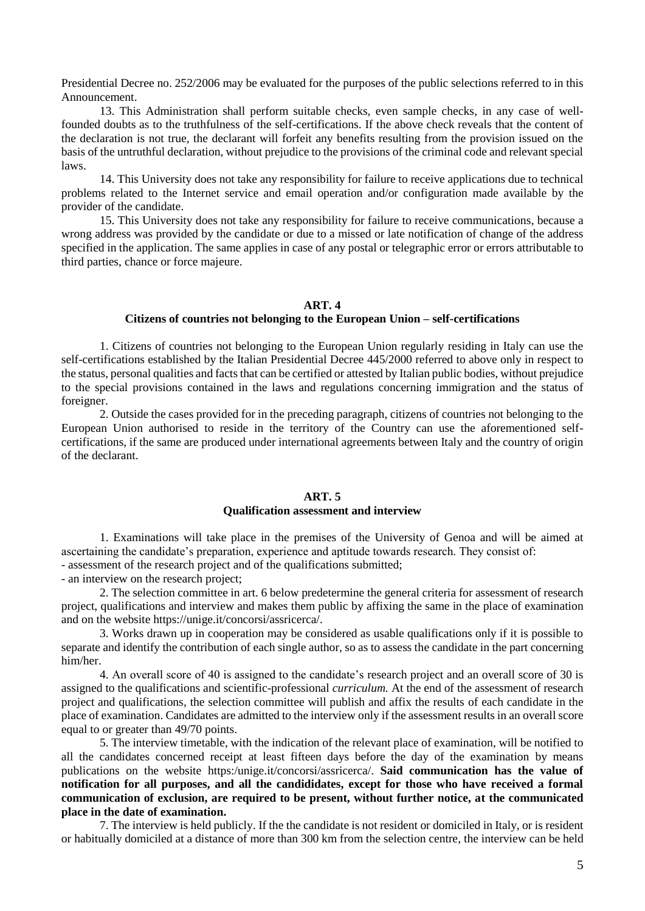Presidential Decree no. 252/2006 may be evaluated for the purposes of the public selections referred to in this Announcement.

13. This Administration shall perform suitable checks, even sample checks, in any case of well-founded doubts as to the truthfulness of the self-certifications. If the above check reveals that the content of the declaration is not true, the declarant will forfeit any benefits resulting from the provision issued on the basis of the untruthful declaration, without prejudice to the provisions of the criminal code and relevant special laws.

14. This University does not take any responsibility for failure to receive applications due to technical problems related to the Internet service and email operation and/or configuration made available by the provider of the candidate.

15. This University does not take any responsibility for failure to receive communications, because a wrong address was provided by the candidate or due to a missed or late notification of change of the address specified in the application. The same applies in case of any postal or telegraphic error or errors attributable to third parties, chance or force majeure.

## ART. 4
### Citizens of countries not belonging to the European Union – self-certifications

1. Citizens of countries not belonging to the European Union regularly residing in Italy can use the self-certifications established by the Italian Presidential Decree 445/2000 referred to above only in respect to the status, personal qualities and facts that can be certified or attested by Italian public bodies, without prejudice to the special provisions contained in the laws and regulations concerning immigration and the status of foreigner.

2. Outside the cases provided for in the preceding paragraph, citizens of countries not belonging to the European Union authorised to reside in the territory of the Country can use the aforementioned self-certifications, if the same are produced under international agreements between Italy and the country of origin of the declarant.

## ART. 5
### Qualification assessment and interview

1. Examinations will take place in the premises of the University of Genoa and will be aimed at ascertaining the candidate's preparation, experience and aptitude towards research. They consist of:
- assessment of the research project and of the qualifications submitted;
- an interview on the research project;

2. The selection committee in art. 6 below predetermine the general criteria for assessment of research project, qualifications and interview and makes them public by affixing the same in the place of examination and on the website https://unige.it/concorsi/assricerca/.

3. Works drawn up in cooperation may be considered as usable qualifications only if it is possible to separate and identify the contribution of each single author, so as to assess the candidate in the part concerning him/her.

4. An overall score of 40 is assigned to the candidate's research project and an overall score of 30 is assigned to the qualifications and scientific-professional *curriculum.* At the end of the assessment of research project and qualifications, the selection committee will publish and affix the results of each candidate in the place of examination. Candidates are admitted to the interview only if the assessment results in an overall score equal to or greater than 49/70 points.

5. The interview timetable, with the indication of the relevant place of examination, will be notified to all the candidates concerned receipt at least fifteen days before the day of the examination by means publications on the website https:/unige.it/concorsi/assricerca/. **Said communication has the value of notification for all purposes, and all the candididates, except for those who have received a formal communication of exclusion, are required to be present, without further notice, at the communicated place in the date of examination.**

7. The interview is held publicly. If the the candidate is not resident or domiciled in Italy, or is resident or habitually domiciled at a distance of more than 300 km from the selection centre, the interview can be held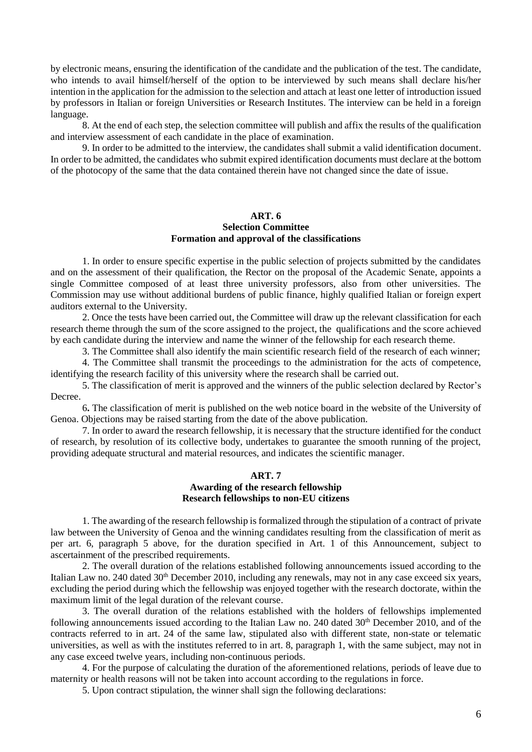by electronic means, ensuring the identification of the candidate and the publication of the test. The candidate, who intends to avail himself/herself of the option to be interviewed by such means shall declare his/her intention in the application for the admission to the selection and attach at least one letter of introduction issued by professors in Italian or foreign Universities or Research Institutes. The interview can be held in a foreign language.

8. At the end of each step, the selection committee will publish and affix the results of the qualification and interview assessment of each candidate in the place of examination.

9. In order to be admitted to the interview, the candidates shall submit a valid identification document. In order to be admitted, the candidates who submit expired identification documents must declare at the bottom of the photocopy of the same that the data contained therein have not changed since the date of issue.

## ART. 6
### Selection Committee
### Formation and approval of the classifications

1. In order to ensure specific expertise in the public selection of projects submitted by the candidates and on the assessment of their qualification, the Rector on the proposal of the Academic Senate, appoints a single Committee composed of at least three university professors, also from other universities. The Commission may use without additional burdens of public finance, highly qualified Italian or foreign expert auditors external to the University.

2. Once the tests have been carried out, the Committee will draw up the relevant classification for each research theme through the sum of the score assigned to the project, the qualifications and the score achieved by each candidate during the interview and name the winner of the fellowship for each research theme.

3. The Committee shall also identify the main scientific research field of the research of each winner;

4. The Committee shall transmit the proceedings to the administration for the acts of competence, identifying the research facility of this university where the research shall be carried out.

5. The classification of merit is approved and the winners of the public selection declared by Rector's Decree.

6**.** The classification of merit is published on the web notice board in the website of the University of Genoa. Objections may be raised starting from the date of the above publication.

7. In order to award the research fellowship, it is necessary that the structure identified for the conduct of research, by resolution of its collective body, undertakes to guarantee the smooth running of the project, providing adequate structural and material resources, and indicates the scientific manager.

## ART. 7
### Awarding of the research fellowship
### Research fellowships to non-EU citizens

1. The awarding of the research fellowship is formalized through the stipulation of a contract of private law between the University of Genoa and the winning candidates resulting from the classification of merit as per art. 6, paragraph 5 above, for the duration specified in Art. 1 of this Announcement, subject to ascertainment of the prescribed requirements.

2. The overall duration of the relations established following announcements issued according to the Italian Law no. 240 dated 30th December 2010, including any renewals, may not in any case exceed six years, excluding the period during which the fellowship was enjoyed together with the research doctorate, within the maximum limit of the legal duration of the relevant course.

3. The overall duration of the relations established with the holders of fellowships implemented following announcements issued according to the Italian Law no. 240 dated 30th December 2010, and of the contracts referred to in art. 24 of the same law, stipulated also with different state, non-state or telematic universities, as well as with the institutes referred to in art. 8, paragraph 1, with the same subject, may not in any case exceed twelve years, including non-continuous periods.

4. For the purpose of calculating the duration of the aforementioned relations, periods of leave due to maternity or health reasons will not be taken into account according to the regulations in force.

5. Upon contract stipulation, the winner shall sign the following declarations: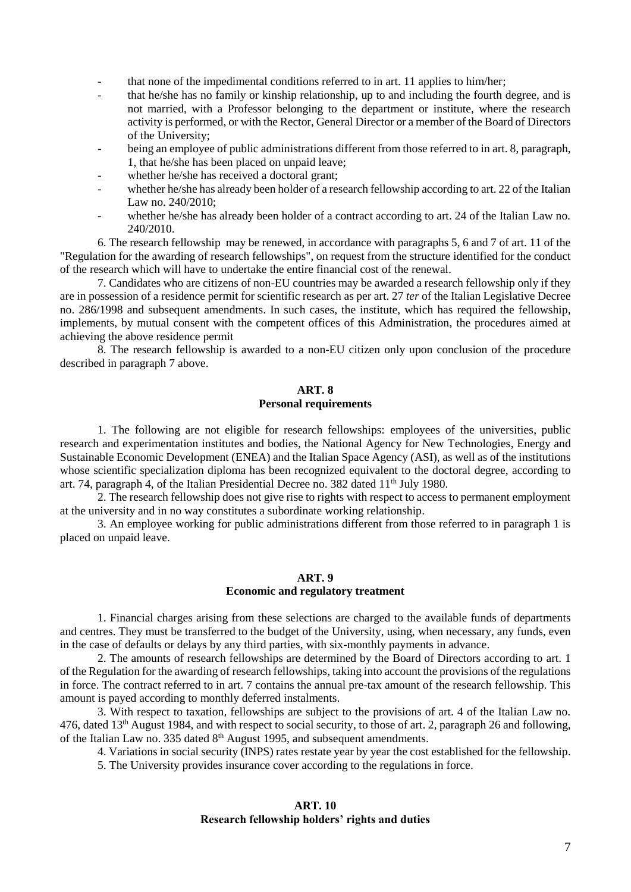- that none of the impedimental conditions referred to in art. 11 applies to him/her;
- that he/she has no family or kinship relationship, up to and including the fourth degree, and is not married, with a Professor belonging to the department or institute, where the research activity is performed, or with the Rector, General Director or a member of the Board of Directors of the University;
- being an employee of public administrations different from those referred to in art. 8, paragraph, 1, that he/she has been placed on unpaid leave;
- whether he/she has received a doctoral grant;
- whether he/she has already been holder of a research fellowship according to art. 22 of the Italian Law no. 240/2010;
- whether he/she has already been holder of a contract according to art. 24 of the Italian Law no. 240/2010.

6. The research fellowship may be renewed, in accordance with paragraphs 5, 6 and 7 of art. 11 of the "Regulation for the awarding of research fellowships", on request from the structure identified for the conduct of the research which will have to undertake the entire financial cost of the renewal.

7. Candidates who are citizens of non-EU countries may be awarded a research fellowship only if they are in possession of a residence permit for scientific research as per art. 27 *ter* of the Italian Legislative Decree no. 286/1998 and subsequent amendments. In such cases, the institute, which has required the fellowship, implements, by mutual consent with the competent offices of this Administration, the procedures aimed at achieving the above residence permit

8. The research fellowship is awarded to a non-EU citizen only upon conclusion of the procedure described in paragraph 7 above.

## ART. 8
## Personal requirements

1. The following are not eligible for research fellowships: employees of the universities, public research and experimentation institutes and bodies, the National Agency for New Technologies, Energy and Sustainable Economic Development (ENEA) and the Italian Space Agency (ASI), as well as of the institutions whose scientific specialization diploma has been recognized equivalent to the doctoral degree, according to art. 74, paragraph 4, of the Italian Presidential Decree no. 382 dated 11th July 1980.

2. The research fellowship does not give rise to rights with respect to access to permanent employment at the university and in no way constitutes a subordinate working relationship.

3. An employee working for public administrations different from those referred to in paragraph 1 is placed on unpaid leave.

## ART. 9
## Economic and regulatory treatment

1. Financial charges arising from these selections are charged to the available funds of departments and centres. They must be transferred to the budget of the University, using, when necessary, any funds, even in the case of defaults or delays by any third parties, with six-monthly payments in advance.

2. The amounts of research fellowships are determined by the Board of Directors according to art. 1 of the Regulation for the awarding of research fellowships, taking into account the provisions of the regulations in force. The contract referred to in art. 7 contains the annual pre-tax amount of the research fellowship. This amount is payed according to monthly deferred instalments.

3. With respect to taxation, fellowships are subject to the provisions of art. 4 of the Italian Law no. 476, dated 13th August 1984, and with respect to social security, to those of art. 2, paragraph 26 and following, of the Italian Law no. 335 dated 8th August 1995, and subsequent amendments.

4. Variations in social security (INPS) rates restate year by year the cost established for the fellowship.

5. The University provides insurance cover according to the regulations in force.

## ART. 10
## Research fellowship holders' rights and duties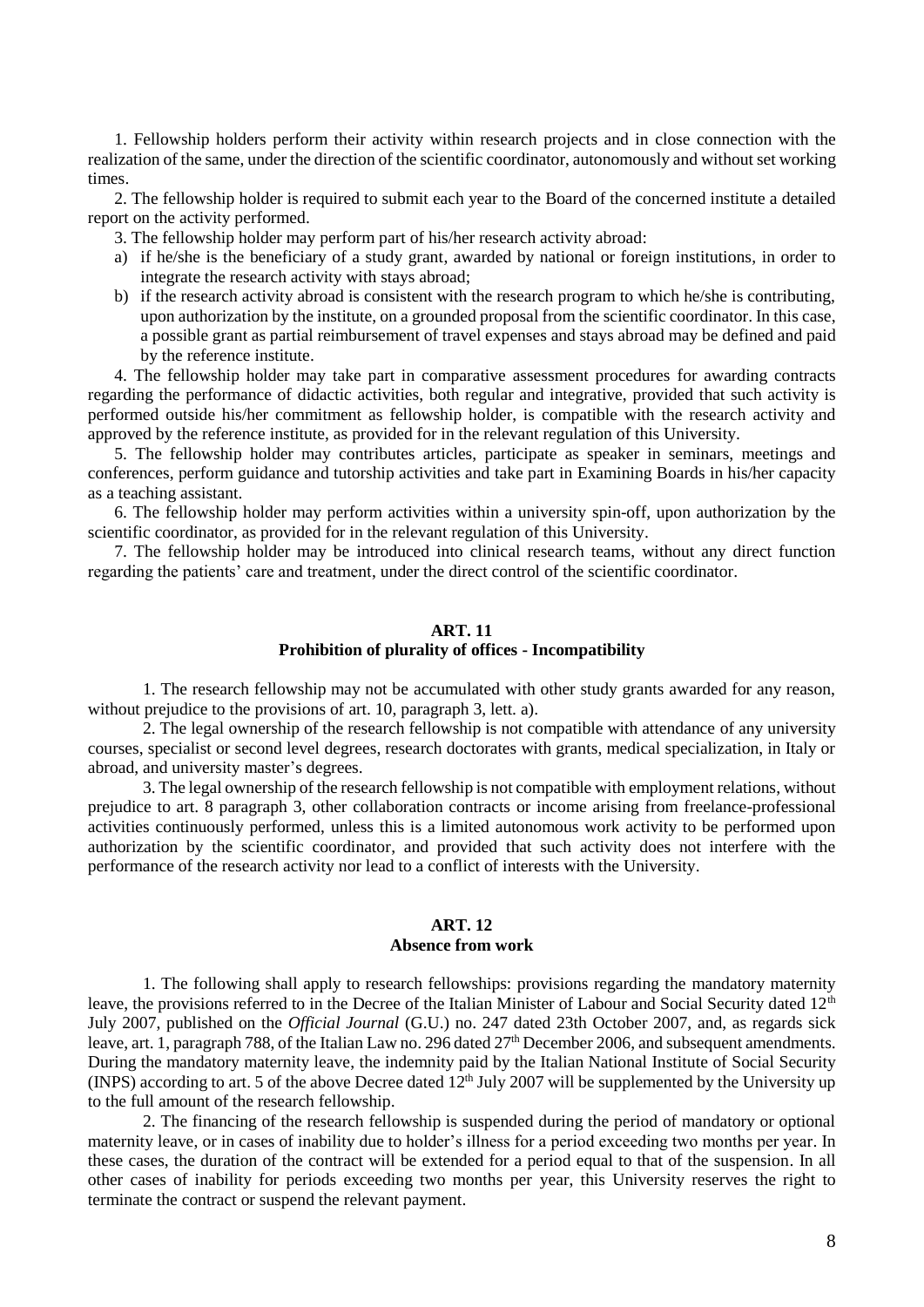1. Fellowship holders perform their activity within research projects and in close connection with the realization of the same, under the direction of the scientific coordinator, autonomously and without set working times.

2. The fellowship holder is required to submit each year to the Board of the concerned institute a detailed report on the activity performed.

3. The fellowship holder may perform part of his/her research activity abroad:

a) if he/she is the beneficiary of a study grant, awarded by national or foreign institutions, in order to integrate the research activity with stays abroad;
b) if the research activity abroad is consistent with the research program to which he/she is contributing, upon authorization by the institute, on a grounded proposal from the scientific coordinator. In this case, a possible grant as partial reimbursement of travel expenses and stays abroad may be defined and paid by the reference institute.

4. The fellowship holder may take part in comparative assessment procedures for awarding contracts regarding the performance of didactic activities, both regular and integrative, provided that such activity is performed outside his/her commitment as fellowship holder, is compatible with the research activity and approved by the reference institute, as provided for in the relevant regulation of this University.

5. The fellowship holder may contributes articles, participate as speaker in seminars, meetings and conferences, perform guidance and tutorship activities and take part in Examining Boards in his/her capacity as a teaching assistant.

6. The fellowship holder may perform activities within a university spin-off, upon authorization by the scientific coordinator, as provided for in the relevant regulation of this University.

7. The fellowship holder may be introduced into clinical research teams, without any direct function regarding the patients' care and treatment, under the direct control of the scientific coordinator.

## ART. 11
## Prohibition of plurality of offices - Incompatibility

1. The research fellowship may not be accumulated with other study grants awarded for any reason, without prejudice to the provisions of art. 10, paragraph 3, lett. a).

2. The legal ownership of the research fellowship is not compatible with attendance of any university courses, specialist or second level degrees, research doctorates with grants, medical specialization, in Italy or abroad, and university master's degrees.

3. The legal ownership of the research fellowship is not compatible with employment relations, without prejudice to art. 8 paragraph 3, other collaboration contracts or income arising from freelance-professional activities continuously performed, unless this is a limited autonomous work activity to be performed upon authorization by the scientific coordinator, and provided that such activity does not interfere with the performance of the research activity nor lead to a conflict of interests with the University.

## ART. 12
## Absence from work

1. The following shall apply to research fellowships: provisions regarding the mandatory maternity leave, the provisions referred to in the Decree of the Italian Minister of Labour and Social Security dated 12th July 2007, published on the *Official Journal* (G.U.) no. 247 dated 23th October 2007, and, as regards sick leave, art. 1, paragraph 788, of the Italian Law no. 296 dated 27th December 2006, and subsequent amendments. During the mandatory maternity leave, the indemnity paid by the Italian National Institute of Social Security (INPS) according to art. 5 of the above Decree dated 12th July 2007 will be supplemented by the University up to the full amount of the research fellowship.

2. The financing of the research fellowship is suspended during the period of mandatory or optional maternity leave, or in cases of inability due to holder's illness for a period exceeding two months per year. In these cases, the duration of the contract will be extended for a period equal to that of the suspension. In all other cases of inability for periods exceeding two months per year, this University reserves the right to terminate the contract or suspend the relevant payment.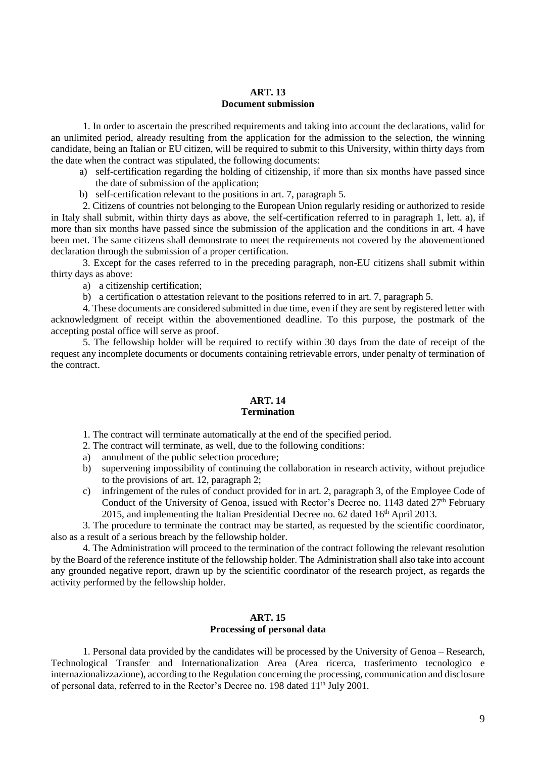## ART. 13
## Document submission

1. In order to ascertain the prescribed requirements and taking into account the declarations, valid for an unlimited period, already resulting from the application for the admission to the selection, the winning candidate, being an Italian or EU citizen, will be required to submit to this University, within thirty days from the date when the contract was stipulated, the following documents:

a) self-certification regarding the holding of citizenship, if more than six months have passed since the date of submission of the application;
b) self-certification relevant to the positions in art. 7, paragraph 5.

2. Citizens of countries not belonging to the European Union regularly residing or authorized to reside in Italy shall submit, within thirty days as above, the self-certification referred to in paragraph 1, lett. a), if more than six months have passed since the submission of the application and the conditions in art. 4 have been met. The same citizens shall demonstrate to meet the requirements not covered by the abovementioned declaration through the submission of a proper certification.

3. Except for the cases referred to in the preceding paragraph, non-EU citizens shall submit within thirty days as above:

a) a citizenship certification;
b) a certification o attestation relevant to the positions referred to in art. 7, paragraph 5.

4. These documents are considered submitted in due time, even if they are sent by registered letter with acknowledgment of receipt within the abovementioned deadline. To this purpose, the postmark of the accepting postal office will serve as proof.

5. The fellowship holder will be required to rectify within 30 days from the date of receipt of the request any incomplete documents or documents containing retrievable errors, under penalty of termination of the contract.

## ART. 14
## Termination

1. The contract will terminate automatically at the end of the specified period.

2. The contract will terminate, as well, due to the following conditions:

a) annulment of the public selection procedure;
b) supervening impossibility of continuing the collaboration in research activity, without prejudice to the provisions of art. 12, paragraph 2;
c) infringement of the rules of conduct provided for in art. 2, paragraph 3, of the Employee Code of Conduct of the University of Genoa, issued with Rector's Decree no. 1143 dated 27th February 2015, and implementing the Italian Presidential Decree no. 62 dated 16th April 2013.

3. The procedure to terminate the contract may be started, as requested by the scientific coordinator, also as a result of a serious breach by the fellowship holder.

4. The Administration will proceed to the termination of the contract following the relevant resolution by the Board of the reference institute of the fellowship holder. The Administration shall also take into account any grounded negative report, drawn up by the scientific coordinator of the research project, as regards the activity performed by the fellowship holder.

## ART. 15
## Processing of personal data

1. Personal data provided by the candidates will be processed by the University of Genoa – Research, Technological Transfer and Internationalization Area (Area ricerca, trasferimento tecnologico e internazionalizzazione), according to the Regulation concerning the processing, communication and disclosure of personal data, referred to in the Rector's Decree no. 198 dated 11th July 2001.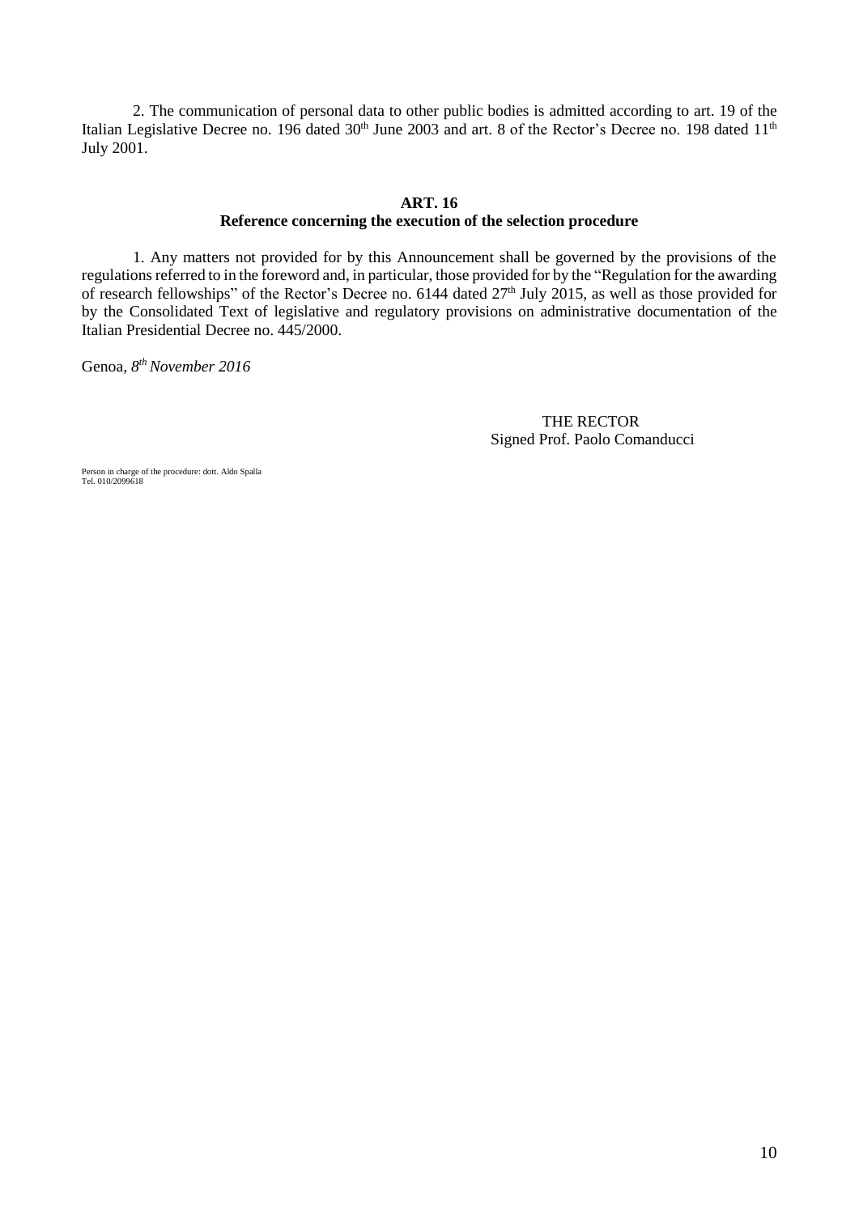2. The communication of personal data to other public bodies is admitted according to art. 19 of the Italian Legislative Decree no. 196 dated 30th June 2003 and art. 8 of the Rector's Decree no. 198 dated 11th July 2001.

**ART. 16**
**Reference concerning the execution of the selection procedure**

1. Any matters not provided for by this Announcement shall be governed by the provisions of the regulations referred to in the foreword and, in particular, those provided for by the "Regulation for the awarding of research fellowships" of the Rector's Decree no. 6144 dated 27th July 2015, as well as those provided for by the Consolidated Text of legislative and regulatory provisions on administrative documentation of the Italian Presidential Decree no. 445/2000.

Genoa, *8th November 2016*

THE RECTOR
Signed Prof. Paolo Comanducci

Person in charge of the procedure: dott. Aldo Spalla
Tel. 010/2099618